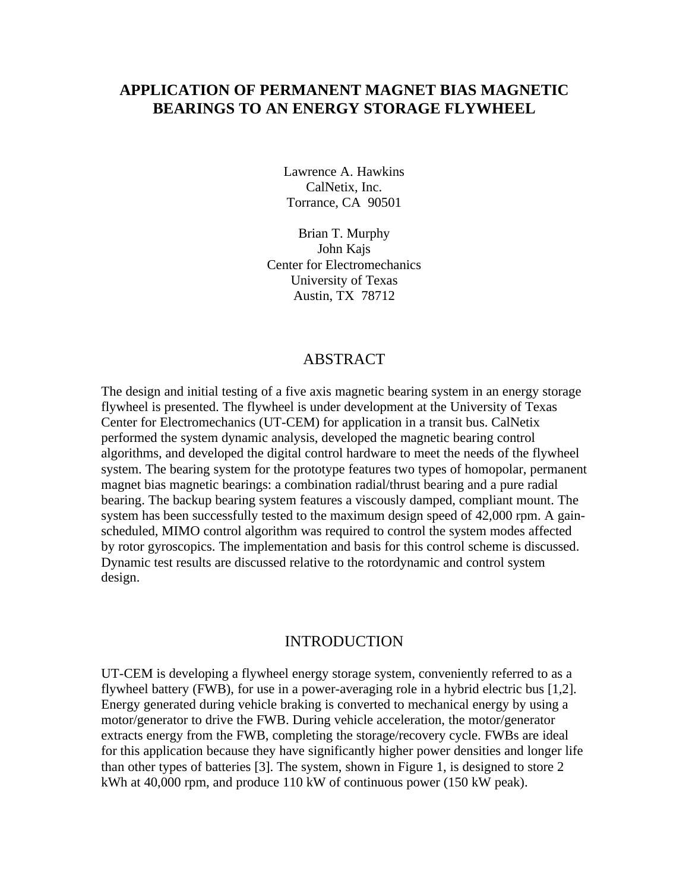# APPLICATION OF PERMANENT MAGNET BIAS MAGNETIC BEARINGS TO AN ENERGY STORAGE FLYWHEEL

Lawrence A. Hawkins
CalNetix, Inc.
Torrance, CA 90501

Brian T. Murphy
John Kajs
Center for Electromechanics
University of Texas
Austin, TX 78712

## ABSTRACT

The design and initial testing of a five axis magnetic bearing system in an energy storage flywheel is presented. The flywheel is under development at the University of Texas Center for Electromechanics (UT-CEM) for application in a transit bus. CalNetix performed the system dynamic analysis, developed the magnetic bearing control algorithms, and developed the digital control hardware to meet the needs of the flywheel system. The bearing system for the prototype features two types of homopolar, permanent magnet bias magnetic bearings: a combination radial/thrust bearing and a pure radial bearing. The backup bearing system features a viscously damped, compliant mount. The system has been successfully tested to the maximum design speed of 42,000 rpm. A gain-scheduled, MIMO control algorithm was required to control the system modes affected by rotor gyroscopics. The implementation and basis for this control scheme is discussed. Dynamic test results are discussed relative to the rotordynamic and control system design.

## INTRODUCTION

UT-CEM is developing a flywheel energy storage system, conveniently referred to as a flywheel battery (FWB), for use in a power-averaging role in a hybrid electric bus [1,2]. Energy generated during vehicle braking is converted to mechanical energy by using a motor/generator to drive the FWB. During vehicle acceleration, the motor/generator extracts energy from the FWB, completing the storage/recovery cycle. FWBs are ideal for this application because they have significantly higher power densities and longer life than other types of batteries [3]. The system, shown in Figure 1, is designed to store 2 kWh at 40,000 rpm, and produce 110 kW of continuous power (150 kW peak).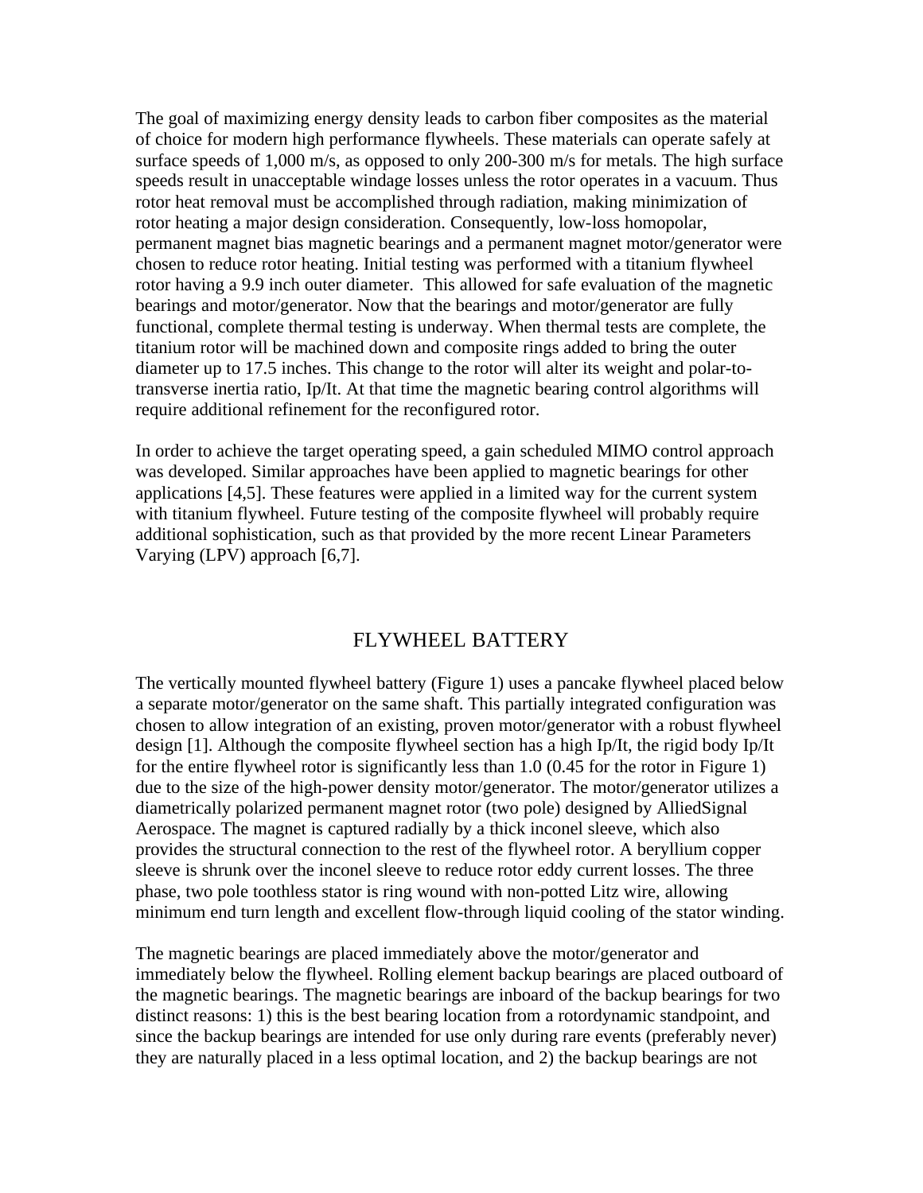The goal of maximizing energy density leads to carbon fiber composites as the material of choice for modern high performance flywheels. These materials can operate safely at surface speeds of 1,000 m/s, as opposed to only 200-300 m/s for metals. The high surface speeds result in unacceptable windage losses unless the rotor operates in a vacuum. Thus rotor heat removal must be accomplished through radiation, making minimization of rotor heating a major design consideration. Consequently, low-loss homopolar, permanent magnet bias magnetic bearings and a permanent magnet motor/generator were chosen to reduce rotor heating. Initial testing was performed with a titanium flywheel rotor having a 9.9 inch outer diameter. This allowed for safe evaluation of the magnetic bearings and motor/generator. Now that the bearings and motor/generator are fully functional, complete thermal testing is underway. When thermal tests are complete, the titanium rotor will be machined down and composite rings added to bring the outer diameter up to 17.5 inches. This change to the rotor will alter its weight and polar-to-transverse inertia ratio, Ip/It. At that time the magnetic bearing control algorithms will require additional refinement for the reconfigured rotor.

In order to achieve the target operating speed, a gain scheduled MIMO control approach was developed. Similar approaches have been applied to magnetic bearings for other applications [4,5]. These features were applied in a limited way for the current system with titanium flywheel. Future testing of the composite flywheel will probably require additional sophistication, such as that provided by the more recent Linear Parameters Varying (LPV) approach [6,7].

## FLYWHEEL BATTERY

The vertically mounted flywheel battery (Figure 1) uses a pancake flywheel placed below a separate motor/generator on the same shaft. This partially integrated configuration was chosen to allow integration of an existing, proven motor/generator with a robust flywheel design [1]. Although the composite flywheel section has a high Ip/It, the rigid body Ip/It for the entire flywheel rotor is significantly less than 1.0 (0.45 for the rotor in Figure 1) due to the size of the high-power density motor/generator. The motor/generator utilizes a diametrically polarized permanent magnet rotor (two pole) designed by AlliedSignal Aerospace. The magnet is captured radially by a thick inconel sleeve, which also provides the structural connection to the rest of the flywheel rotor. A beryllium copper sleeve is shrunk over the inconel sleeve to reduce rotor eddy current losses. The three phase, two pole toothless stator is ring wound with non-potted Litz wire, allowing minimum end turn length and excellent flow-through liquid cooling of the stator winding.

The magnetic bearings are placed immediately above the motor/generator and immediately below the flywheel. Rolling element backup bearings are placed outboard of the magnetic bearings. The magnetic bearings are inboard of the backup bearings for two distinct reasons: 1) this is the best bearing location from a rotordynamic standpoint, and since the backup bearings are intended for use only during rare events (preferably never) they are naturally placed in a less optimal location, and 2) the backup bearings are not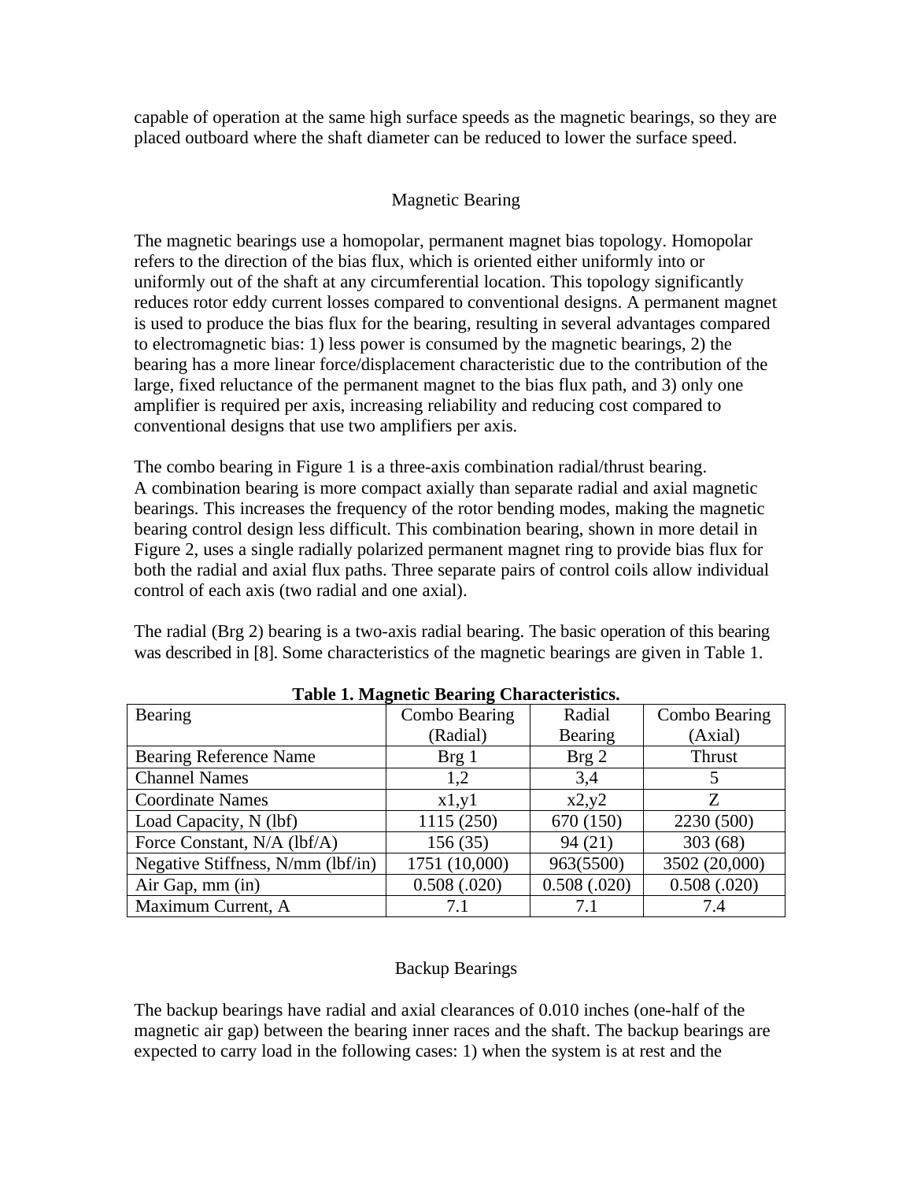capable of operation at the same high surface speeds as the magnetic bearings, so they are placed outboard where the shaft diameter can be reduced to lower the surface speed.

## Magnetic Bearing

The magnetic bearings use a homopolar, permanent magnet bias topology. Homopolar refers to the direction of the bias flux, which is oriented either uniformly into or uniformly out of the shaft at any circumferential location. This topology significantly reduces rotor eddy current losses compared to conventional designs. A permanent magnet is used to produce the bias flux for the bearing, resulting in several advantages compared to electromagnetic bias: 1) less power is consumed by the magnetic bearings, 2) the bearing has a more linear force/displacement characteristic due to the contribution of the large, fixed reluctance of the permanent magnet to the bias flux path, and 3) only one amplifier is required per axis, increasing reliability and reducing cost compared to conventional designs that use two amplifiers per axis.

The combo bearing in Figure 1 is a three-axis combination radial/thrust bearing. A combination bearing is more compact axially than separate radial and axial magnetic bearings. This increases the frequency of the rotor bending modes, making the magnetic bearing control design less difficult. This combination bearing, shown in more detail in Figure 2, uses a single radially polarized permanent magnet ring to provide bias flux for both the radial and axial flux paths. Three separate pairs of control coils allow individual control of each axis (two radial and one axial).

The radial (Brg 2) bearing is a two-axis radial bearing. The basic operation of this bearing was described in [8]. Some characteristics of the magnetic bearings are given in Table 1.

**Table 1. Magnetic Bearing Characteristics.**

| Bearing | Combo Bearing (Radial) | Radial Bearing | Combo Bearing (Axial) |
|---|---|---|---|
| Bearing Reference Name | Brg 1 | Brg 2 | Thrust |
| Channel Names | 1,2 | 3,4 | 5 |
| Coordinate Names | x1,y1 | x2,y2 | Z |
| Load Capacity, N (lbf) | 1115 (250) | 670 (150) | 2230 (500) |
| Force Constant, N/A (lbf/A) | 156 (35) | 94 (21) | 303 (68) |
| Negative Stiffness, N/mm (lbf/in) | 1751 (10,000) | 963(5500) | 3502 (20,000) |
| Air Gap, mm (in) | 0.508 (.020) | 0.508 (.020) | 0.508 (.020) |
| Maximum Current, A | 7.1 | 7.1 | 7.4 |

## Backup Bearings

The backup bearings have radial and axial clearances of 0.010 inches (one-half of the magnetic air gap) between the bearing inner races and the shaft. The backup bearings are expected to carry load in the following cases: 1) when the system is at rest and the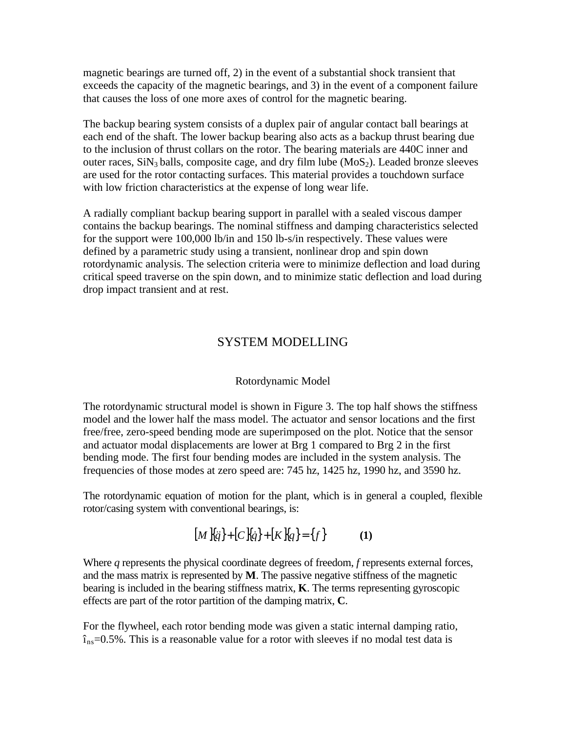magnetic bearings are turned off, 2) in the event of a substantial shock transient that exceeds the capacity of the magnetic bearings, and 3) in the event of a component failure that causes the loss of one more axes of control for the magnetic bearing.

The backup bearing system consists of a duplex pair of angular contact ball bearings at each end of the shaft. The lower backup bearing also acts as a backup thrust bearing due to the inclusion of thrust collars on the rotor. The bearing materials are 440C inner and outer races, $SiN_3$ balls, composite cage, and dry film lube ($MoS_2$). Leaded bronze sleeves are used for the rotor contacting surfaces. This material provides a touchdown surface with low friction characteristics at the expense of long wear life.

A radially compliant backup bearing support in parallel with a sealed viscous damper contains the backup bearings. The nominal stiffness and damping characteristics selected for the support were 100,000 lb/in and 150 lb-s/in respectively. These values were defined by a parametric study using a transient, nonlinear drop and spin down rotordynamic analysis. The selection criteria were to minimize deflection and load during critical speed traverse on the spin down, and to minimize static deflection and load during drop impact transient and at rest.

## SYSTEM MODELLING

### Rotordynamic Model

The rotordynamic structural model is shown in Figure 3. The top half shows the stiffness model and the lower half the mass model. The actuator and sensor locations and the first free/free, zero-speed bending mode are superimposed on the plot. Notice that the sensor and actuator modal displacements are lower at Brg 1 compared to Brg 2 in the first bending mode. The first four bending modes are included in the system analysis. The frequencies of those modes at zero speed are: 745 hz, 1425 hz, 1990 hz, and 3590 hz.

The rotordynamic equation of motion for the plant, which is in general a coupled, flexible rotor/casing system with conventional bearings, is:

$$[M]\{\ddot{q}\}+[C]\{\dot{q}\}+[K]\{q\}=\{f\} \qquad \textbf{(1)}$$

Where *q* represents the physical coordinate degrees of freedom, *f* represents external forces, and the mass matrix is represented by **M**. The passive negative stiffness of the magnetic bearing is included in the bearing stiffness matrix, **K**. The terms representing gyroscopic effects are part of the rotor partition of the damping matrix, **C**.

For the flywheel, each rotor bending mode was given a static internal damping ratio, $\xi_{ns}$=0.5%. This is a reasonable value for a rotor with sleeves if no modal test data is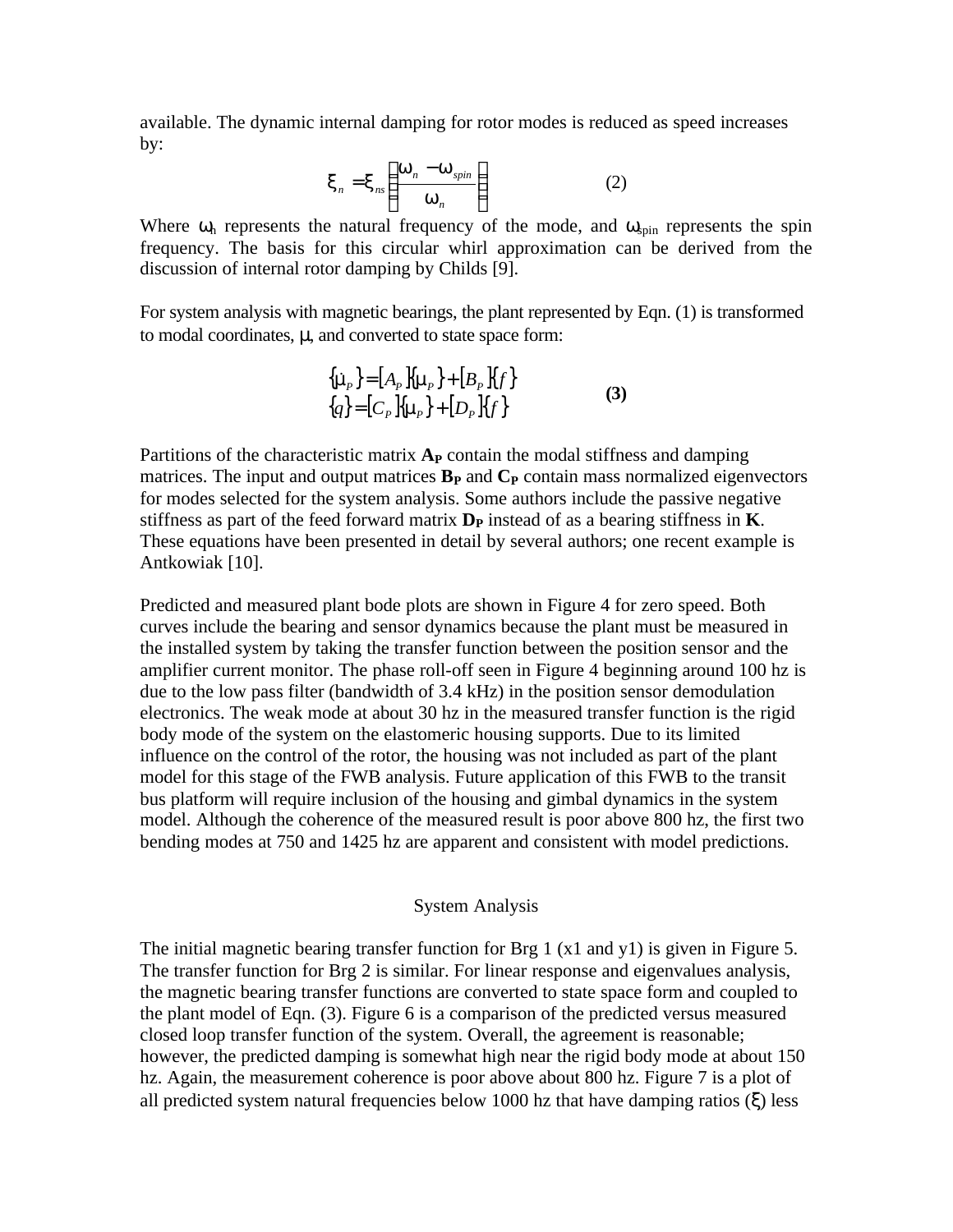available. The dynamic internal damping for rotor modes is reduced as speed increases by:

$$\xi_n = \xi_{ns} \left( \frac{\omega_n - \omega_{spin}}{\omega_n} \right) \qquad (2)$$

Where $\omega_n$ represents the natural frequency of the mode, and $\omega_{spin}$ represents the spin frequency. The basis for this circular whirl approximation can be derived from the discussion of internal rotor damping by Childs [9].

For system analysis with magnetic bearings, the plant represented by Eqn. (1) is transformed to modal coordinates, $\mu$, and converted to state space form:

$$\begin{aligned} \{\dot{\mu}_P\} &= [A_P]\{\mu_P\} + [B_P]\{f\} \\ \{q\} &= [C_P]\{\mu_P\} + [D_P]\{f\} \end{aligned} \qquad \textbf{(3)}$$

Partitions of the characteristic matrix $\mathbf{A_P}$ contain the modal stiffness and damping matrices. The input and output matrices $\mathbf{B_P}$ and $\mathbf{C_P}$ contain mass normalized eigenvectors for modes selected for the system analysis. Some authors include the passive negative stiffness as part of the feed forward matrix $\mathbf{D_P}$ instead of as a bearing stiffness in $\mathbf{K}$. These equations have been presented in detail by several authors; one recent example is Antkowiak [10].

Predicted and measured plant bode plots are shown in Figure 4 for zero speed. Both curves include the bearing and sensor dynamics because the plant must be measured in the installed system by taking the transfer function between the position sensor and the amplifier current monitor. The phase roll-off seen in Figure 4 beginning around 100 hz is due to the low pass filter (bandwidth of 3.4 kHz) in the position sensor demodulation electronics. The weak mode at about 30 hz in the measured transfer function is the rigid body mode of the system on the elastomeric housing supports. Due to its limited influence on the control of the rotor, the housing was not included as part of the plant model for this stage of the FWB analysis. Future application of this FWB to the transit bus platform will require inclusion of the housing and gimbal dynamics in the system model. Although the coherence of the measured result is poor above 800 hz, the first two bending modes at 750 and 1425 hz are apparent and consistent with model predictions.

## System Analysis

The initial magnetic bearing transfer function for Brg 1 (x1 and y1) is given in Figure 5. The transfer function for Brg 2 is similar. For linear response and eigenvalues analysis, the magnetic bearing transfer functions are converted to state space form and coupled to the plant model of Eqn. (3). Figure 6 is a comparison of the predicted versus measured closed loop transfer function of the system. Overall, the agreement is reasonable; however, the predicted damping is somewhat high near the rigid body mode at about 150 hz. Again, the measurement coherence is poor above about 800 hz. Figure 7 is a plot of all predicted system natural frequencies below 1000 hz that have damping ratios ($\xi$) less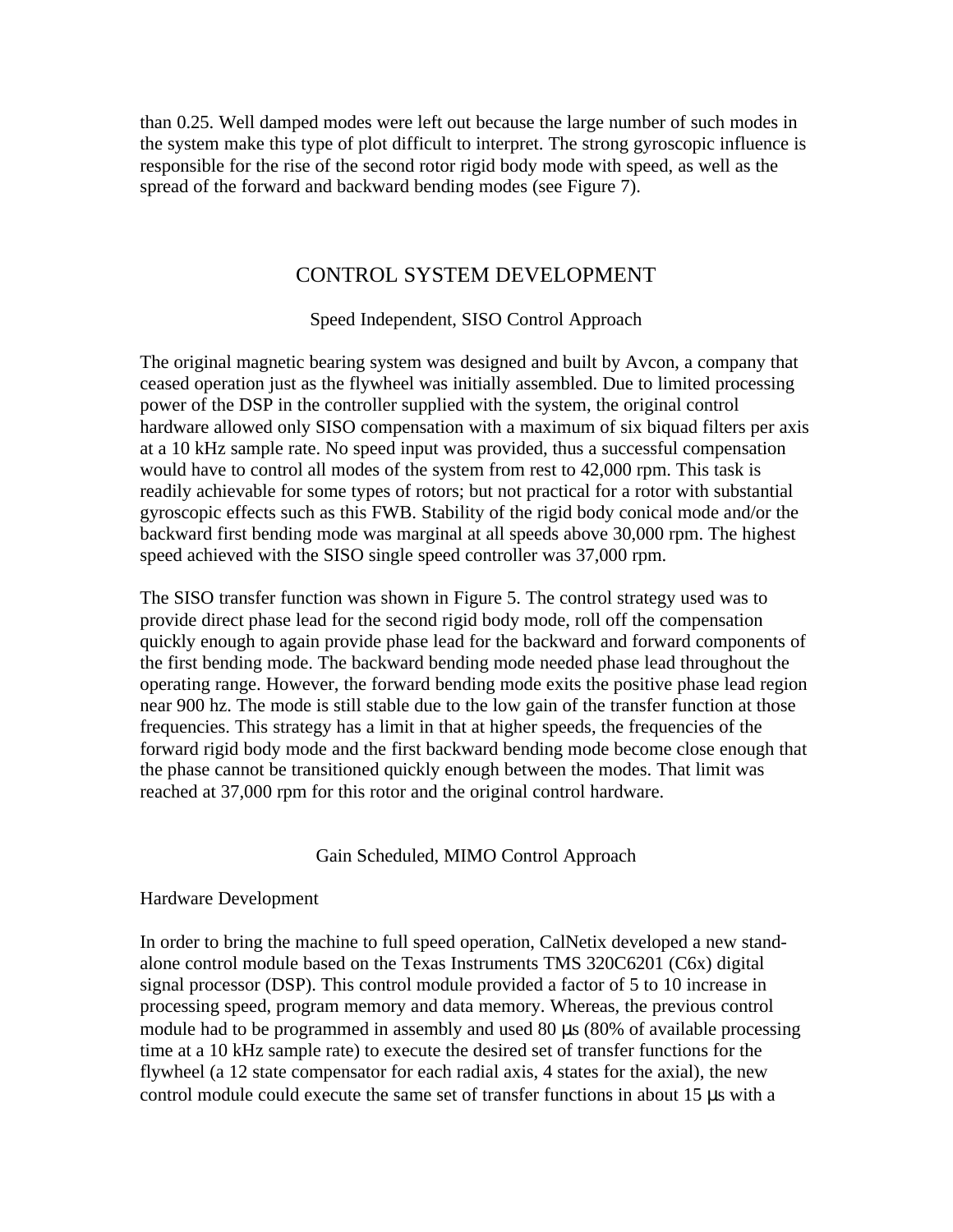than 0.25. Well damped modes were left out because the large number of such modes in the system make this type of plot difficult to interpret. The strong gyroscopic influence is responsible for the rise of the second rotor rigid body mode with speed, as well as the spread of the forward and backward bending modes (see Figure 7).

## CONTROL SYSTEM DEVELOPMENT

### Speed Independent, SISO Control Approach

The original magnetic bearing system was designed and built by Avcon, a company that ceased operation just as the flywheel was initially assembled. Due to limited processing power of the DSP in the controller supplied with the system, the original control hardware allowed only SISO compensation with a maximum of six biquad filters per axis at a 10 kHz sample rate. No speed input was provided, thus a successful compensation would have to control all modes of the system from rest to 42,000 rpm. This task is readily achievable for some types of rotors; but not practical for a rotor with substantial gyroscopic effects such as this FWB. Stability of the rigid body conical mode and/or the backward first bending mode was marginal at all speeds above 30,000 rpm. The highest speed achieved with the SISO single speed controller was 37,000 rpm.

The SISO transfer function was shown in Figure 5. The control strategy used was to provide direct phase lead for the second rigid body mode, roll off the compensation quickly enough to again provide phase lead for the backward and forward components of the first bending mode. The backward bending mode needed phase lead throughout the operating range. However, the forward bending mode exits the positive phase lead region near 900 hz. The mode is still stable due to the low gain of the transfer function at those frequencies. This strategy has a limit in that at higher speeds, the frequencies of the forward rigid body mode and the first backward bending mode become close enough that the phase cannot be transitioned quickly enough between the modes. That limit was reached at 37,000 rpm for this rotor and the original control hardware.

### Gain Scheduled, MIMO Control Approach

#### Hardware Development

In order to bring the machine to full speed operation, CalNetix developed a new stand-alone control module based on the Texas Instruments TMS 320C6201 (C6x) digital signal processor (DSP). This control module provided a factor of 5 to 10 increase in processing speed, program memory and data memory. Whereas, the previous control module had to be programmed in assembly and used 80 μs (80% of available processing time at a 10 kHz sample rate) to execute the desired set of transfer functions for the flywheel (a 12 state compensator for each radial axis, 4 states for the axial), the new control module could execute the same set of transfer functions in about 15 μs with a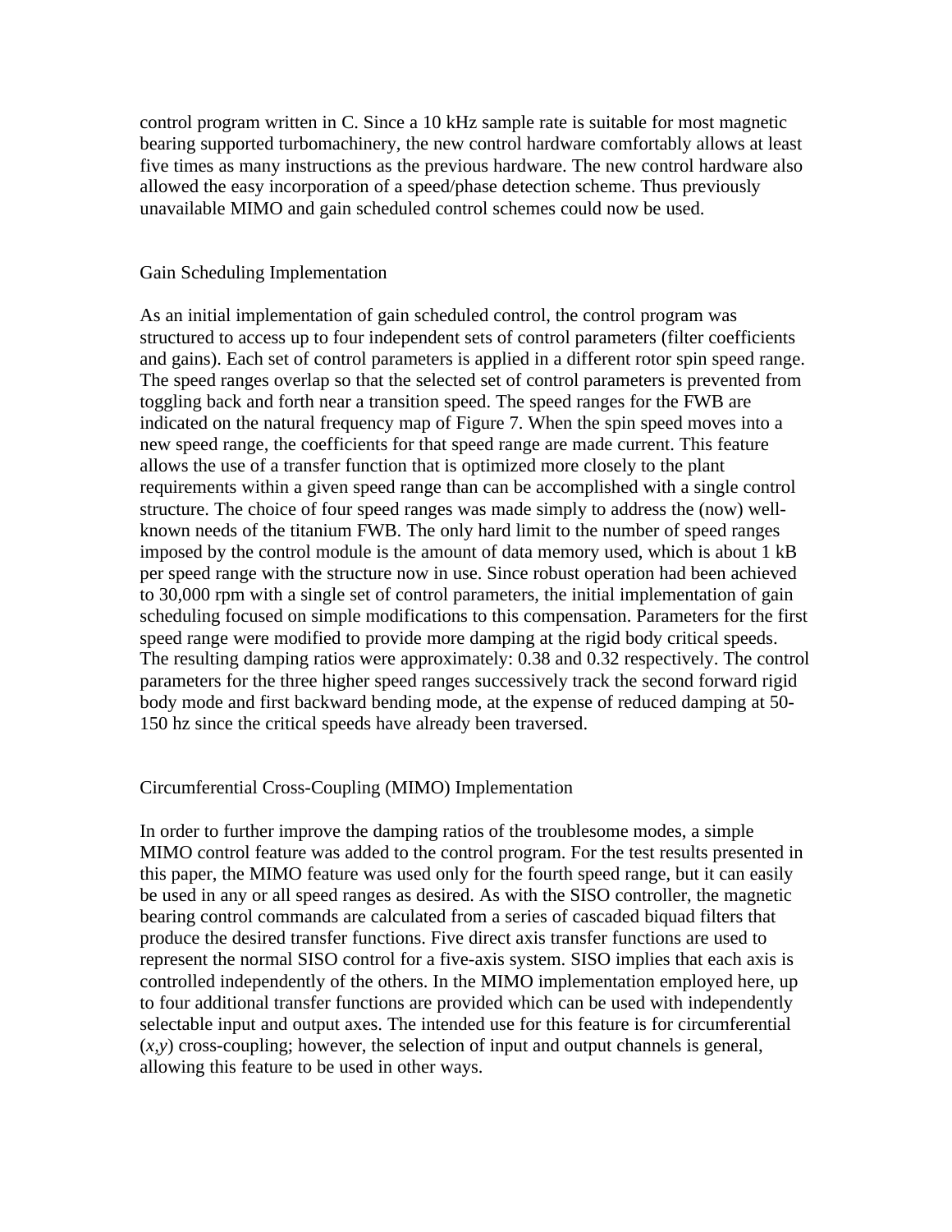control program written in C. Since a 10 kHz sample rate is suitable for most magnetic bearing supported turbomachinery, the new control hardware comfortably allows at least five times as many instructions as the previous hardware. The new control hardware also allowed the easy incorporation of a speed/phase detection scheme. Thus previously unavailable MIMO and gain scheduled control schemes could now be used.

## Gain Scheduling Implementation

As an initial implementation of gain scheduled control, the control program was structured to access up to four independent sets of control parameters (filter coefficients and gains). Each set of control parameters is applied in a different rotor spin speed range. The speed ranges overlap so that the selected set of control parameters is prevented from toggling back and forth near a transition speed. The speed ranges for the FWB are indicated on the natural frequency map of Figure 7. When the spin speed moves into a new speed range, the coefficients for that speed range are made current. This feature allows the use of a transfer function that is optimized more closely to the plant requirements within a given speed range than can be accomplished with a single control structure. The choice of four speed ranges was made simply to address the (now) well-known needs of the titanium FWB. The only hard limit to the number of speed ranges imposed by the control module is the amount of data memory used, which is about 1 kB per speed range with the structure now in use. Since robust operation had been achieved to 30,000 rpm with a single set of control parameters, the initial implementation of gain scheduling focused on simple modifications to this compensation. Parameters for the first speed range were modified to provide more damping at the rigid body critical speeds. The resulting damping ratios were approximately: 0.38 and 0.32 respectively. The control parameters for the three higher speed ranges successively track the second forward rigid body mode and first backward bending mode, at the expense of reduced damping at 50-150 hz since the critical speeds have already been traversed.

## Circumferential Cross-Coupling (MIMO) Implementation

In order to further improve the damping ratios of the troublesome modes, a simple MIMO control feature was added to the control program. For the test results presented in this paper, the MIMO feature was used only for the fourth speed range, but it can easily be used in any or all speed ranges as desired. As with the SISO controller, the magnetic bearing control commands are calculated from a series of cascaded biquad filters that produce the desired transfer functions. Five direct axis transfer functions are used to represent the normal SISO control for a five-axis system. SISO implies that each axis is controlled independently of the others. In the MIMO implementation employed here, up to four additional transfer functions are provided which can be used with independently selectable input and output axes. The intended use for this feature is for circumferential ($x$,$y$) cross-coupling; however, the selection of input and output channels is general, allowing this feature to be used in other ways.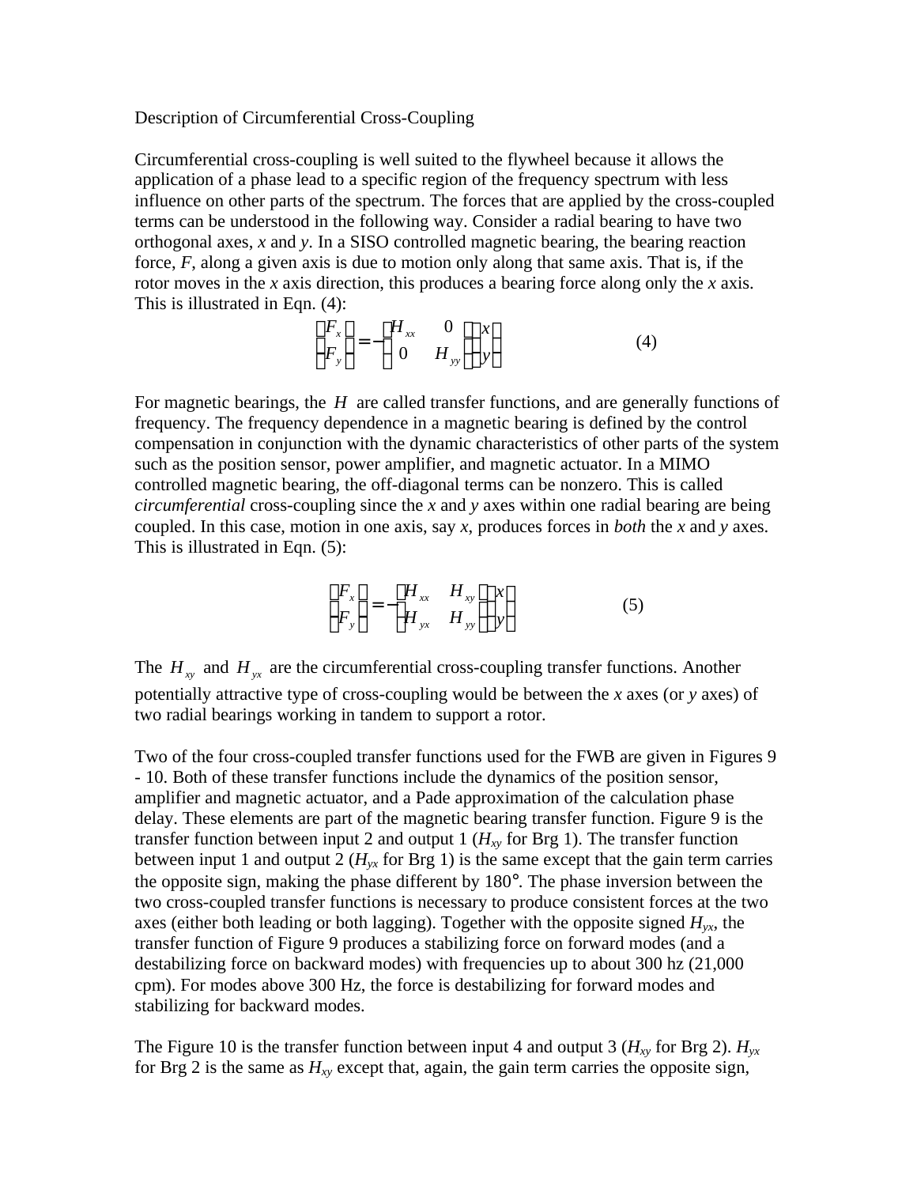Description of Circumferential Cross-Coupling

Circumferential cross-coupling is well suited to the flywheel because it allows the application of a phase lead to a specific region of the frequency spectrum with less influence on other parts of the spectrum. The forces that are applied by the cross-coupled terms can be understood in the following way. Consider a radial bearing to have two orthogonal axes, *x* and *y*. In a SISO controlled magnetic bearing, the bearing reaction force, *F*, along a given axis is due to motion only along that same axis. That is, if the rotor moves in the *x* axis direction, this produces a bearing force along only the *x* axis. This is illustrated in Eqn. (4):

$$\begin{Bmatrix} F_x \\ F_y \end{Bmatrix} = -\begin{bmatrix} H_{xx} & 0 \\ 0 & H_{yy} \end{bmatrix} \begin{Bmatrix} x \\ y \end{Bmatrix} \tag{4}$$

For magnetic bearings, the $H$ are called transfer functions, and are generally functions of frequency. The frequency dependence in a magnetic bearing is defined by the control compensation in conjunction with the dynamic characteristics of other parts of the system such as the position sensor, power amplifier, and magnetic actuator. In a MIMO controlled magnetic bearing, the off-diagonal terms can be nonzero. This is called *circumferential* cross-coupling since the *x* and *y* axes within one radial bearing are being coupled. In this case, motion in one axis, say *x*, produces forces in *both* the *x* and *y* axes. This is illustrated in Eqn. (5):

$$\begin{Bmatrix} F_x \\ F_y \end{Bmatrix} = -\begin{bmatrix} H_{xx} & H_{xy} \\ H_{yx} & H_{yy} \end{bmatrix} \begin{Bmatrix} x \\ y \end{Bmatrix} \tag{5}$$

The $H_{xy}$ and $H_{yx}$ are the circumferential cross-coupling transfer functions. Another potentially attractive type of cross-coupling would be between the *x* axes (or *y* axes) of two radial bearings working in tandem to support a rotor.

Two of the four cross-coupled transfer functions used for the FWB are given in Figures 9 - 10. Both of these transfer functions include the dynamics of the position sensor, amplifier and magnetic actuator, and a Pade approximation of the calculation phase delay. These elements are part of the magnetic bearing transfer function. Figure 9 is the transfer function between input 2 and output 1 ($H_{xy}$ for Brg 1). The transfer function between input 1 and output 2 ($H_{yx}$ for Brg 1) is the same except that the gain term carries the opposite sign, making the phase different by 180°. The phase inversion between the two cross-coupled transfer functions is necessary to produce consistent forces at the two axes (either both leading or both lagging). Together with the opposite signed $H_{yx}$, the transfer function of Figure 9 produces a stabilizing force on forward modes (and a destabilizing force on backward modes) with frequencies up to about 300 hz (21,000 cpm). For modes above 300 Hz, the force is destabilizing for forward modes and stabilizing for backward modes.

The Figure 10 is the transfer function between input 4 and output 3 ($H_{xy}$ for Brg 2). $H_{yx}$ for Brg 2 is the same as $H_{xy}$ except that, again, the gain term carries the opposite sign,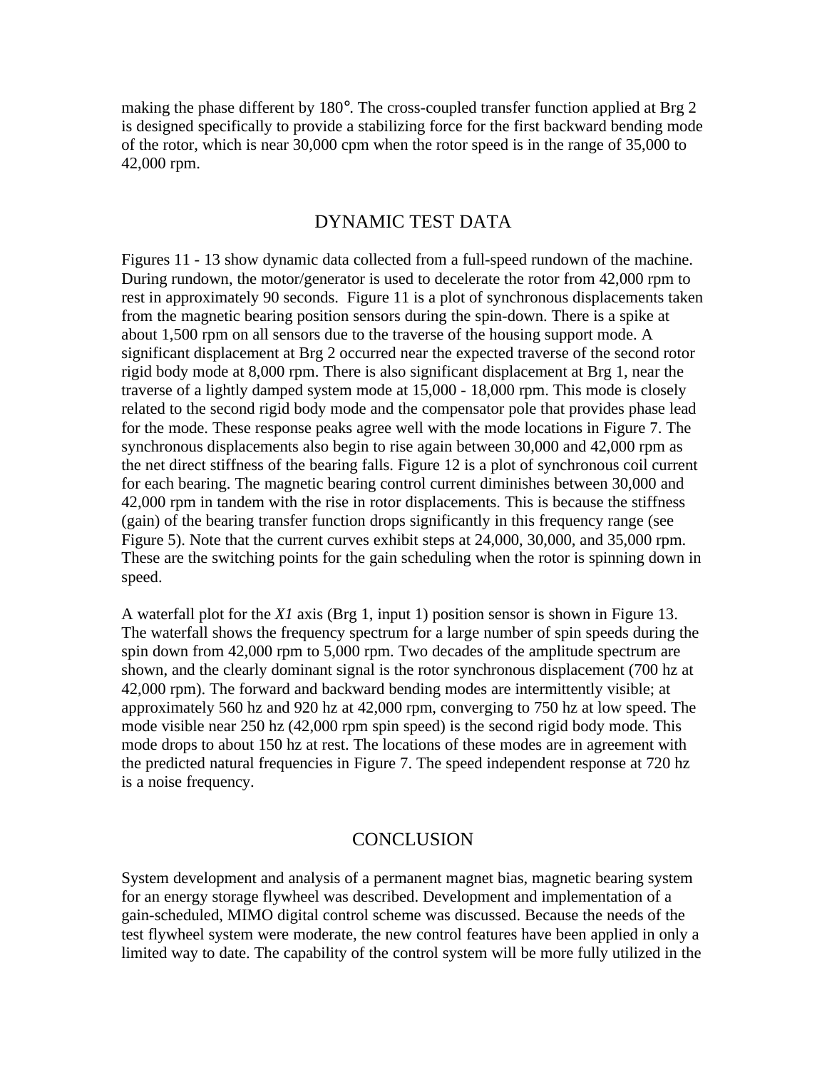making the phase different by 180°. The cross-coupled transfer function applied at Brg 2 is designed specifically to provide a stabilizing force for the first backward bending mode of the rotor, which is near 30,000 cpm when the rotor speed is in the range of 35,000 to 42,000 rpm.

## DYNAMIC TEST DATA

Figures 11 - 13 show dynamic data collected from a full-speed rundown of the machine. During rundown, the motor/generator is used to decelerate the rotor from 42,000 rpm to rest in approximately 90 seconds. Figure 11 is a plot of synchronous displacements taken from the magnetic bearing position sensors during the spin-down. There is a spike at about 1,500 rpm on all sensors due to the traverse of the housing support mode. A significant displacement at Brg 2 occurred near the expected traverse of the second rotor rigid body mode at 8,000 rpm. There is also significant displacement at Brg 1, near the traverse of a lightly damped system mode at 15,000 - 18,000 rpm. This mode is closely related to the second rigid body mode and the compensator pole that provides phase lead for the mode. These response peaks agree well with the mode locations in Figure 7. The synchronous displacements also begin to rise again between 30,000 and 42,000 rpm as the net direct stiffness of the bearing falls. Figure 12 is a plot of synchronous coil current for each bearing. The magnetic bearing control current diminishes between 30,000 and 42,000 rpm in tandem with the rise in rotor displacements. This is because the stiffness (gain) of the bearing transfer function drops significantly in this frequency range (see Figure 5). Note that the current curves exhibit steps at 24,000, 30,000, and 35,000 rpm. These are the switching points for the gain scheduling when the rotor is spinning down in speed.

A waterfall plot for the *X1* axis (Brg 1, input 1) position sensor is shown in Figure 13. The waterfall shows the frequency spectrum for a large number of spin speeds during the spin down from 42,000 rpm to 5,000 rpm. Two decades of the amplitude spectrum are shown, and the clearly dominant signal is the rotor synchronous displacement (700 hz at 42,000 rpm). The forward and backward bending modes are intermittently visible; at approximately 560 hz and 920 hz at 42,000 rpm, converging to 750 hz at low speed. The mode visible near 250 hz (42,000 rpm spin speed) is the second rigid body mode. This mode drops to about 150 hz at rest. The locations of these modes are in agreement with the predicted natural frequencies in Figure 7. The speed independent response at 720 hz is a noise frequency.

## CONCLUSION

System development and analysis of a permanent magnet bias, magnetic bearing system for an energy storage flywheel was described. Development and implementation of a gain-scheduled, MIMO digital control scheme was discussed. Because the needs of the test flywheel system were moderate, the new control features have been applied in only a limited way to date. The capability of the control system will be more fully utilized in the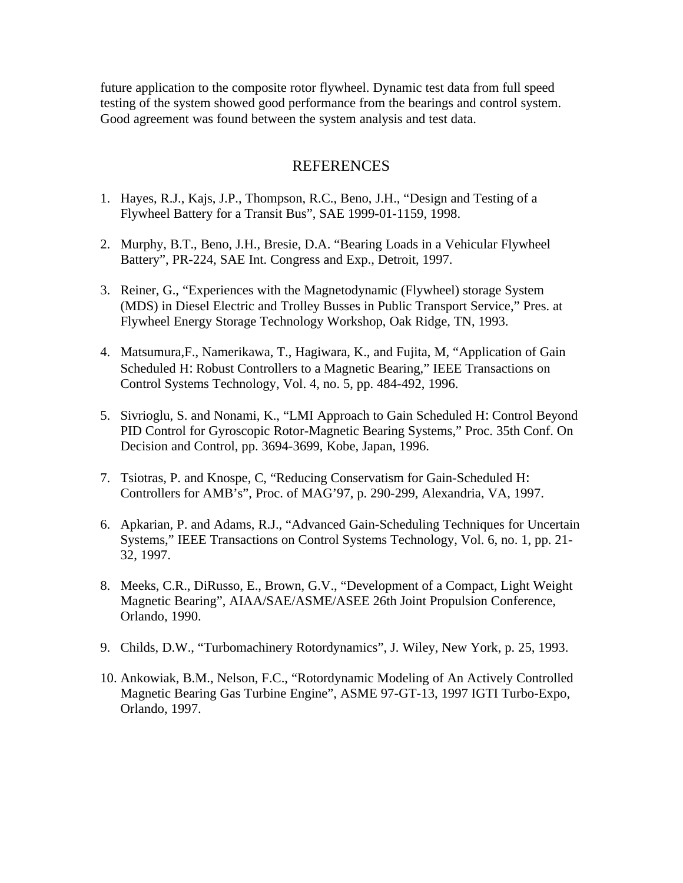future application to the composite rotor flywheel. Dynamic test data from full speed testing of the system showed good performance from the bearings and control system. Good agreement was found between the system analysis and test data.

## REFERENCES

1. Hayes, R.J., Kajs, J.P., Thompson, R.C., Beno, J.H., “Design and Testing of a Flywheel Battery for a Transit Bus”, SAE 1999-01-1159, 1998.

2. Murphy, B.T., Beno, J.H., Bresie, D.A. “Bearing Loads in a Vehicular Flywheel Battery”, PR-224, SAE Int. Congress and Exp., Detroit, 1997.

3. Reiner, G., “Experiences with the Magnetodynamic (Flywheel) storage System (MDS) in Diesel Electric and Trolley Busses in Public Transport Service,” Pres. at Flywheel Energy Storage Technology Workshop, Oak Ridge, TN, 1993.

4. Matsumura,F., Namerikawa, T., Hagiwara, K., and Fujita, M, “Application of Gain Scheduled H: Robust Controllers to a Magnetic Bearing,” IEEE Transactions on Control Systems Technology, Vol. 4, no. 5, pp. 484-492, 1996.

5. Sivrioglu, S. and Nonami, K., “LMI Approach to Gain Scheduled H: Control Beyond PID Control for Gyroscopic Rotor-Magnetic Bearing Systems,” Proc. 35th Conf. On Decision and Control, pp. 3694-3699, Kobe, Japan, 1996.

7. Tsiotras, P. and Knospe, C, “Reducing Conservatism for Gain-Scheduled H: Controllers for AMB’s”, Proc. of MAG’97, p. 290-299, Alexandria, VA, 1997.

6. Apkarian, P. and Adams, R.J., “Advanced Gain-Scheduling Techniques for Uncertain Systems,” IEEE Transactions on Control Systems Technology, Vol. 6, no. 1, pp. 21-32, 1997.

8. Meeks, C.R., DiRusso, E., Brown, G.V., “Development of a Compact, Light Weight Magnetic Bearing”, AIAA/SAE/ASME/ASEE 26th Joint Propulsion Conference, Orlando, 1990.

9. Childs, D.W., “Turbomachinery Rotordynamics”, J. Wiley, New York, p. 25, 1993.

10. Ankowiak, B.M., Nelson, F.C., “Rotordynamic Modeling of An Actively Controlled Magnetic Bearing Gas Turbine Engine”, ASME 97-GT-13, 1997 IGTI Turbo-Expo, Orlando, 1997.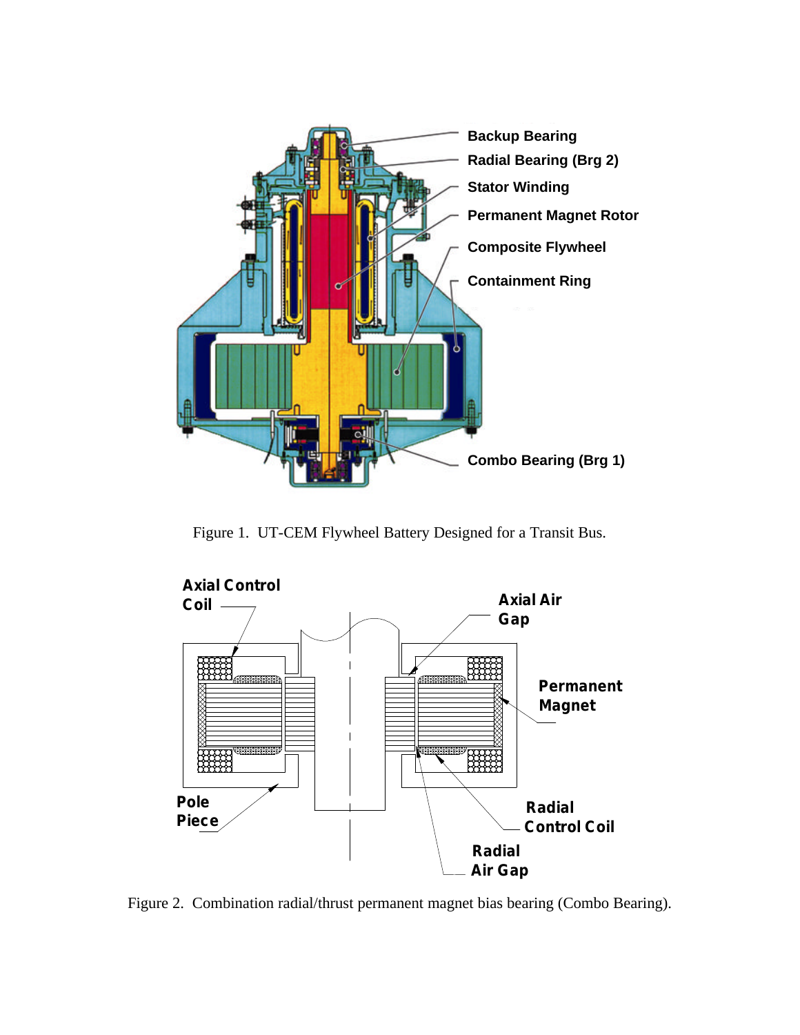Figure 1.  UT-CEM Flywheel Battery Designed for a Transit Bus.

Figure 2.  Combination radial/thrust permanent magnet bias bearing (Combo Bearing).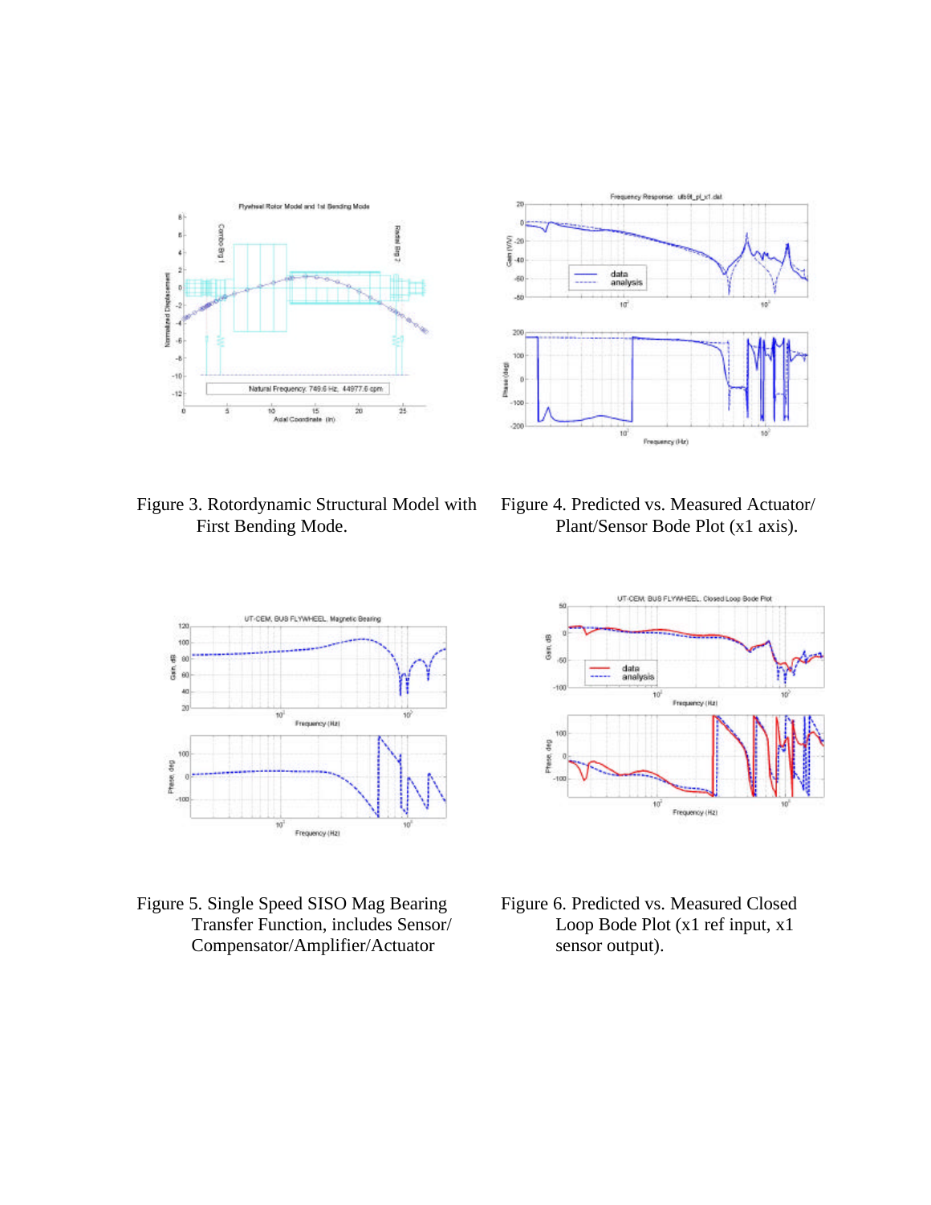Figure 3. Rotordynamic Structural Model with First Bending Mode.

Figure 4. Predicted vs. Measured Actuator/ Plant/Sensor Bode Plot (x1 axis).

Figure 5. Single Speed SISO Mag Bearing Transfer Function, includes Sensor/ Compensator/Amplifier/Actuator

Figure 6. Predicted vs. Measured Closed Loop Bode Plot (x1 ref input, x1 sensor output).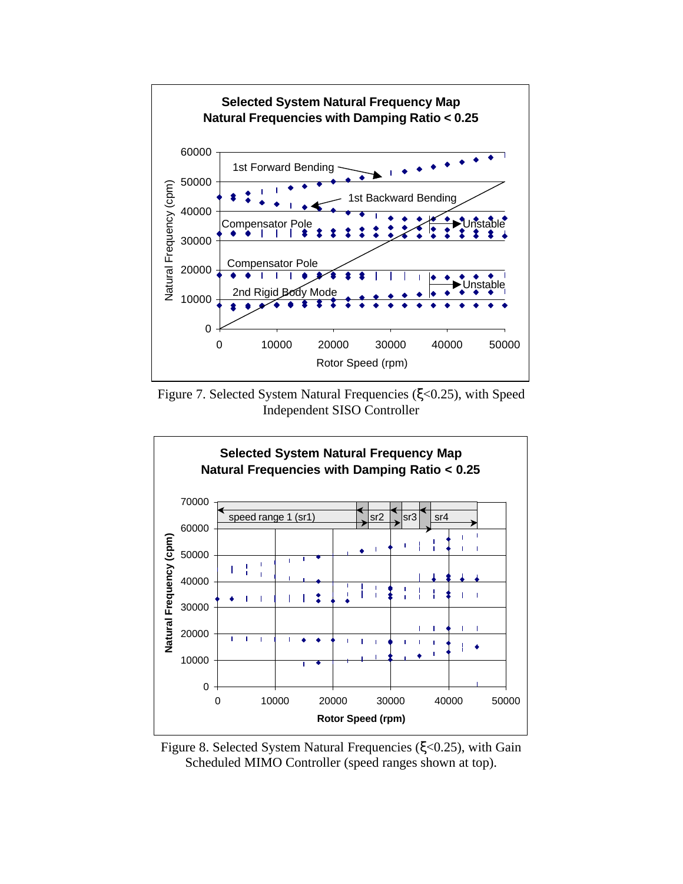Figure 7. Selected System Natural Frequencies ($\xi$<0.25), with Speed Independent SISO Controller

Figure 8. Selected System Natural Frequencies ($\xi$<0.25), with Gain Scheduled MIMO Controller (speed ranges shown at top).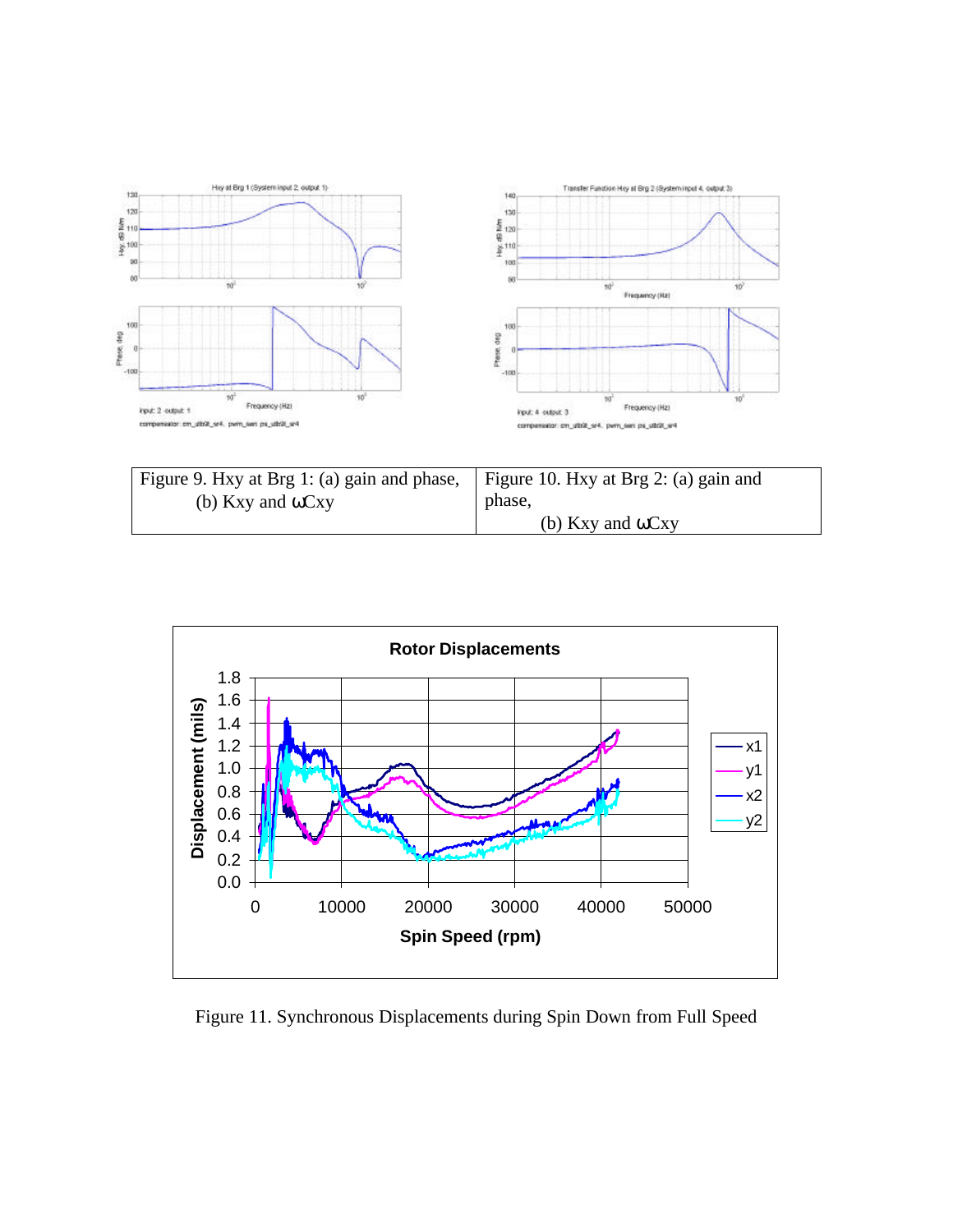| Figure 9. Hxy at Brg 1: (a) gain and phase, (b) Kxy and ωCxy | Figure 10. Hxy at Brg 2: (a) gain and phase, (b) Kxy and ωCxy |
| --- | --- |

Figure 11. Synchronous Displacements during Spin Down from Full Speed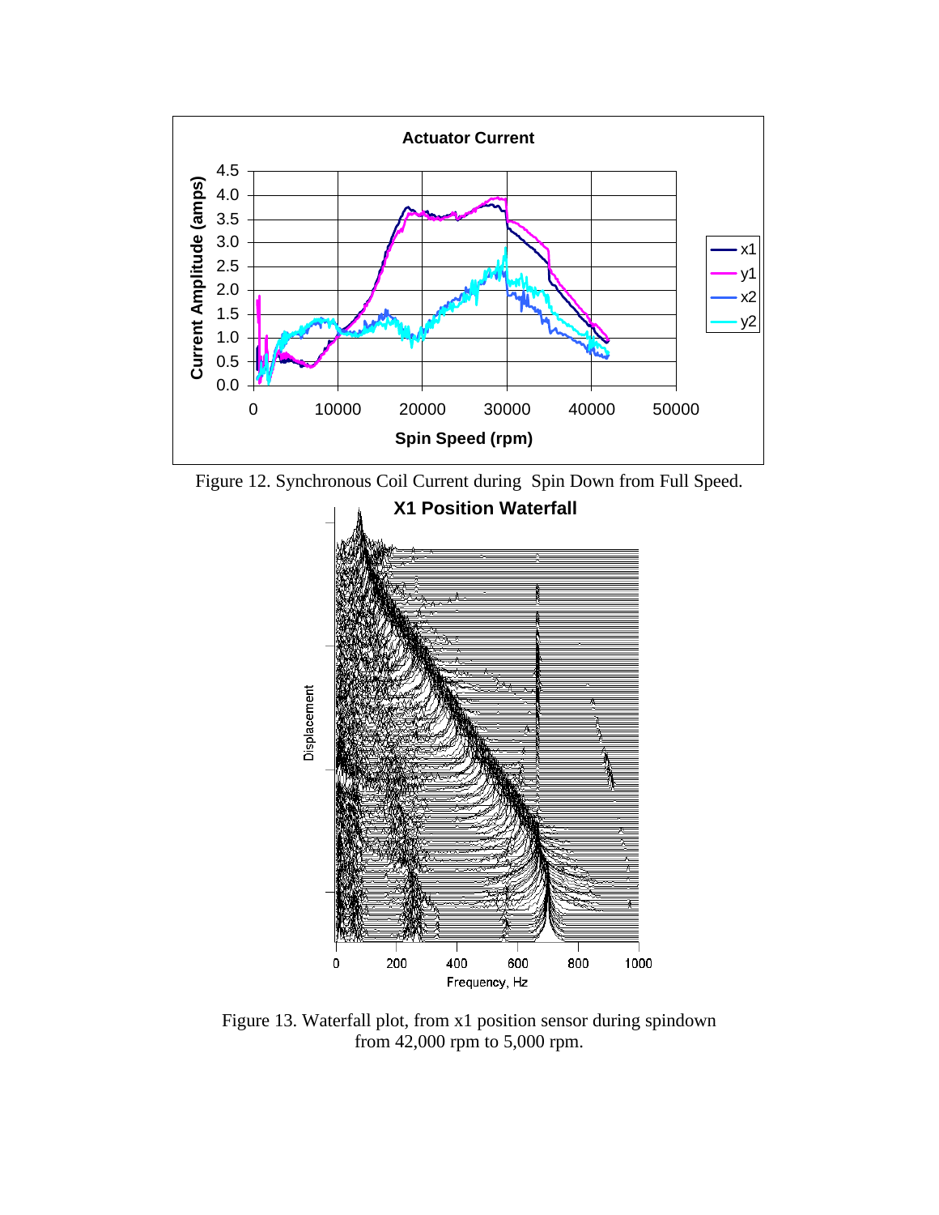Actuator Current

Current Amplitude (amps)

4.5
4.0
3.5
3.0
2.5
2.0
1.5
1.0
0.5
0.0

0 10000 20000 30000 40000 50000

Spin Speed (rpm)

x1
y1
x2
y2

Figure 12. Synchronous Coil Current during Spin Down from Full Speed.

X1 Position Waterfall

Displacement

0 200 400 600 800 1000

Frequency, Hz

Figure 13. Waterfall plot, from x1 position sensor during spindown from 42,000 rpm to 5,000 rpm.